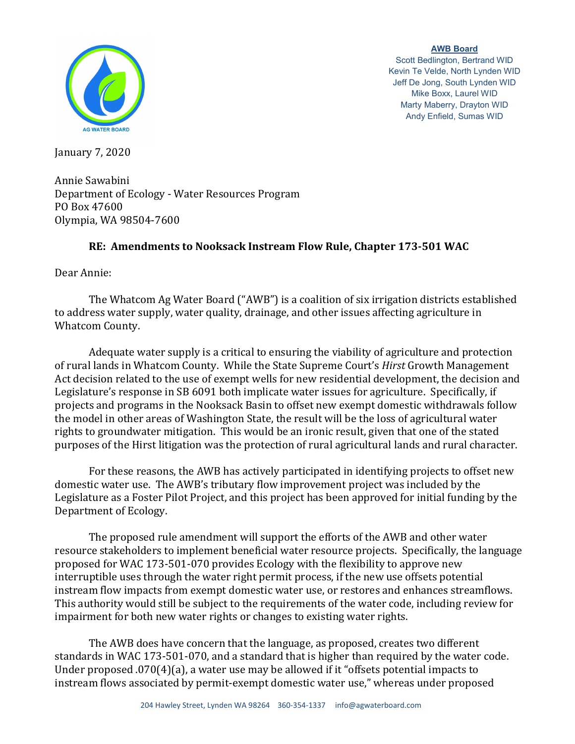**AWB Board**
Scott Bedlington, Bertrand WID
Kevin Te Velde, North Lynden WID
Jeff De Jong, South Lynden WID
Mike Boxx, Laurel WID
Marty Maberry, Drayton WID
Andy Enfield, Sumas WID

January 7, 2020

Annie Sawabini
Department of Ecology - Water Resources Program
PO Box 47600
Olympia, WA 98504-7600

**RE: Amendments to Nooksack Instream Flow Rule, Chapter 173-501 WAC**

Dear Annie:

The Whatcom Ag Water Board ("AWB") is a coalition of six irrigation districts established to address water supply, water quality, drainage, and other issues affecting agriculture in Whatcom County.

Adequate water supply is a critical to ensuring the viability of agriculture and protection of rural lands in Whatcom County. While the State Supreme Court's *Hirst* Growth Management Act decision related to the use of exempt wells for new residential development, the decision and Legislature's response in SB 6091 both implicate water issues for agriculture. Specifically, if projects and programs in the Nooksack Basin to offset new exempt domestic withdrawals follow the model in other areas of Washington State, the result will be the loss of agricultural water rights to groundwater mitigation. This would be an ironic result, given that one of the stated purposes of the Hirst litigation was the protection of rural agricultural lands and rural character.

For these reasons, the AWB has actively participated in identifying projects to offset new domestic water use. The AWB's tributary flow improvement project was included by the Legislature as a Foster Pilot Project, and this project has been approved for initial funding by the Department of Ecology.

The proposed rule amendment will support the efforts of the AWB and other water resource stakeholders to implement beneficial water resource projects. Specifically, the language proposed for WAC 173-501-070 provides Ecology with the flexibility to approve new interruptible uses through the water right permit process, if the new use offsets potential instream flow impacts from exempt domestic water use, or restores and enhances streamflows. This authority would still be subject to the requirements of the water code, including review for impairment for both new water rights or changes to existing water rights.

The AWB does have concern that the language, as proposed, creates two different standards in WAC 173-501-070, and a standard that is higher than required by the water code. Under proposed .070(4)(a), a water use may be allowed if it "offsets potential impacts to instream flows associated by permit-exempt domestic water use," whereas under proposed

204 Hawley Street, Lynden WA 98264 360-354-1337 info@agwaterboard.com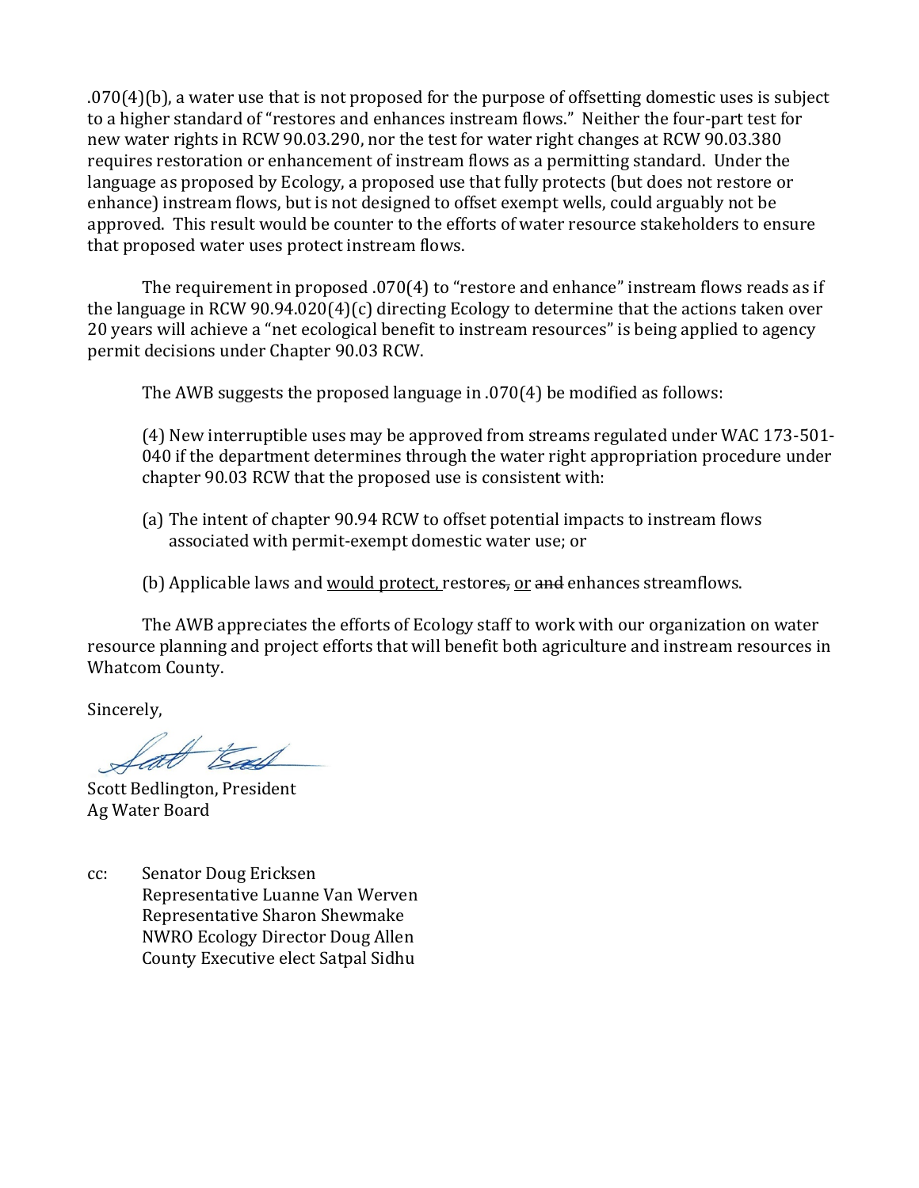.070(4)(b), a water use that is not proposed for the purpose of offsetting domestic uses is subject to a higher standard of "restores and enhances instream flows." Neither the four-part test for new water rights in RCW 90.03.290, nor the test for water right changes at RCW 90.03.380 requires restoration or enhancement of instream flows as a permitting standard. Under the language as proposed by Ecology, a proposed use that fully protects (but does not restore or enhance) instream flows, but is not designed to offset exempt wells, could arguably not be approved. This result would be counter to the efforts of water resource stakeholders to ensure that proposed water uses protect instream flows.

The requirement in proposed .070(4) to "restore and enhance" instream flows reads as if the language in RCW 90.94.020(4)(c) directing Ecology to determine that the actions taken over 20 years will achieve a "net ecological benefit to instream resources" is being applied to agency permit decisions under Chapter 90.03 RCW.

The AWB suggests the proposed language in .070(4) be modified as follows:

(4) New interruptible uses may be approved from streams regulated under WAC 173-501-040 if the department determines through the water right appropriation procedure under chapter 90.03 RCW that the proposed use is consistent with:

(a) The intent of chapter 90.94 RCW to offset potential impacts to instream flows associated with permit-exempt domestic water use; or

(b) Applicable laws and <u>would protect,</u> restore~~s,~~ <u>or</u> ~~and~~ enhances streamflows.

The AWB appreciates the efforts of Ecology staff to work with our organization on water resource planning and project efforts that will benefit both agriculture and instream resources in Whatcom County.

Sincerely,

Scott Bedlington, President
Ag Water Board

cc: Senator Doug Ericksen
Representative Luanne Van Werven
Representative Sharon Shewmake
NWRO Ecology Director Doug Allen
County Executive elect Satpal Sidhu